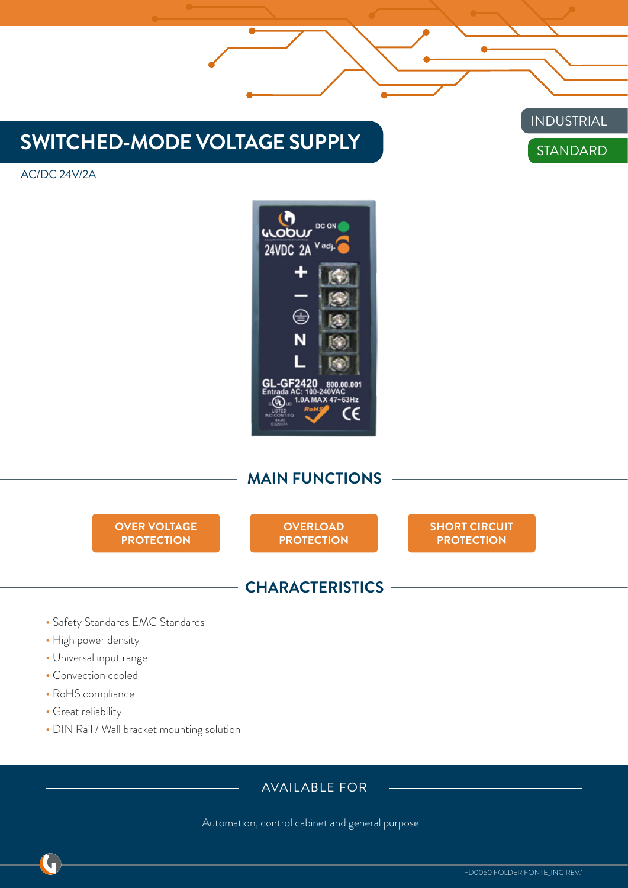INDUSTRIAL

STANDARD

# SWITCHED-MODE VOLTAGE SUPPLY

AC/DC 24V/2A

## MAIN FUNCTIONS

**OVER VOLTAGE PROTECTION**

**OVERLOAD PROTECTION**

**SHORT CIRCUIT PROTECTION**

## CHARACTERISTICS

- Safety Standards EMC Standards
- High power density
- Universal input range
- Convection cooled
- RoHS compliance
- Great reliability
- DIN Rail / Wall bracket mounting solution

## AVAILABLE FOR

Automation, control cabinet and general purpose

FD0050 FOLDER FONTE_ING REV.1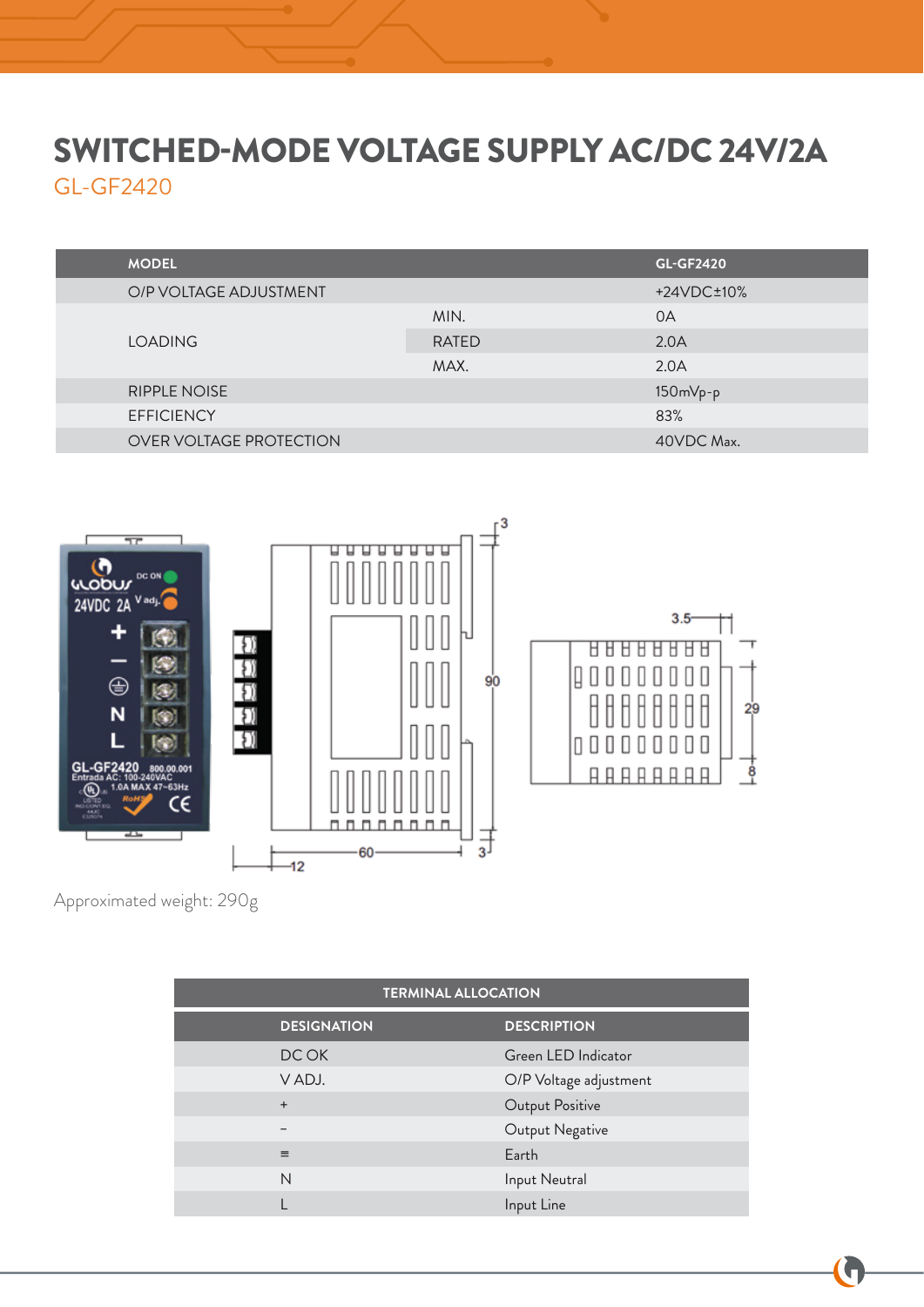# SWITCHED-MODE VOLTAGE SUPPLY AC/DC 24V/2A

## GL-GF2420

| MODEL | | GL-GF2420 |
|---|---|---|
| O/P VOLTAGE ADJUSTMENT | | +24VDC±10% |
| LOADING | MIN. | 0A |
| | RATED | 2.0A |
| | MAX. | 2.0A |
| RIPPLE NOISE | | 150mVp-p |
| EFFICIENCY | | 83% |
| OVER VOLTAGE PROTECTION | | 40VDC Max. |

Approximated weight: 290g

| TERMINAL ALLOCATION | |
|---|---|
| **DESIGNATION** | **DESCRIPTION** |
| DC OK | Green LED Indicator |
| V ADJ. | O/P Voltage adjustment |
| + | Output Positive |
| – | Output Negative |
| ≡ | Earth |
| N | Input Neutral |
| L | Input Line |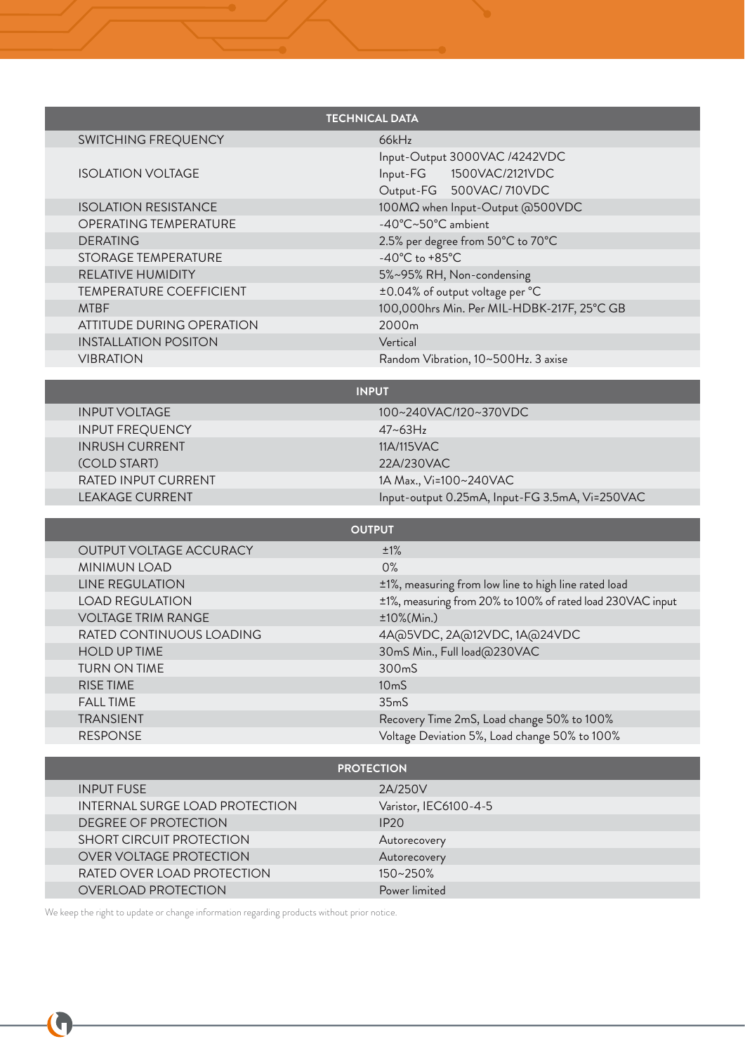| TECHNICAL DATA | |
|---|---|
| SWITCHING FREQUENCY | 66kHz |
| ISOLATION VOLTAGE | Input-Output 3000VAC /4242VDC<br>Input-FG 1500VAC/2121VDC<br>Output-FG 500VAC/ 710VDC |
| ISOLATION RESISTANCE | 100MΩ when Input-Output @500VDC |
| OPERATING TEMPERATURE | -40°C~50°C ambient |
| DERATING | 2.5% per degree from 50°C to 70°C |
| STORAGE TEMPERATURE | -40°C to +85°C |
| RELATIVE HUMIDITY | 5%~95% RH, Non-condensing |
| TEMPERATURE COEFFICIENT | ±0.04% of output voltage per °C |
| MTBF | 100,000hrs Min. Per MIL-HDBK-217F, 25°C GB |
| ATTITUDE DURING OPERATION | 2000m |
| INSTALLATION POSITON | Vertical |
| VIBRATION | Random Vibration, 10~500Hz. 3 axise |

| INPUT | |
|---|---|
| INPUT VOLTAGE | 100~240VAC/120~370VDC |
| INPUT FREQUENCY | 47~63Hz |
| INRUSH CURRENT | 11A/115VAC |
| (COLD START) | 22A/230VAC |
| RATED INPUT CURRENT | 1A Max., Vi=100~240VAC |
| LEAKAGE CURRENT | Input-output 0.25mA, Input-FG 3.5mA, Vi=250VAC |

| OUTPUT | |
|---|---|
| OUTPUT VOLTAGE ACCURACY | ±1% |
| MINIMUN LOAD | 0% |
| LINE REGULATION | ±1%, measuring from low line to high line rated load |
| LOAD REGULATION | ±1%, measuring from 20% to 100% of rated load 230VAC input |
| VOLTAGE TRIM RANGE | ±10%(Min.) |
| RATED CONTINUOUS LOADING | 4A@5VDC, 2A@12VDC, 1A@24VDC |
| HOLD UP TIME | 30mS Min., Full load@230VAC |
| TURN ON TIME | 300mS |
| RISE TIME | 10mS |
| FALL TIME | 35mS |
| TRANSIENT | Recovery Time 2mS, Load change 50% to 100% |
| RESPONSE | Voltage Deviation 5%, Load change 50% to 100% |

| PROTECTION | |
|---|---|
| INPUT FUSE | 2A/250V |
| INTERNAL SURGE LOAD PROTECTION | Varistor, IEC6100-4-5 |
| DEGREE OF PROTECTION | IP20 |
| SHORT CIRCUIT PROTECTION | Autorecovery |
| OVER VOLTAGE PROTECTION | Autorecovery |
| RATED OVER LOAD PROTECTION | 150~250% |
| OVERLOAD PROTECTION | Power limited |

We keep the right to update or change information regarding products without prior notice.